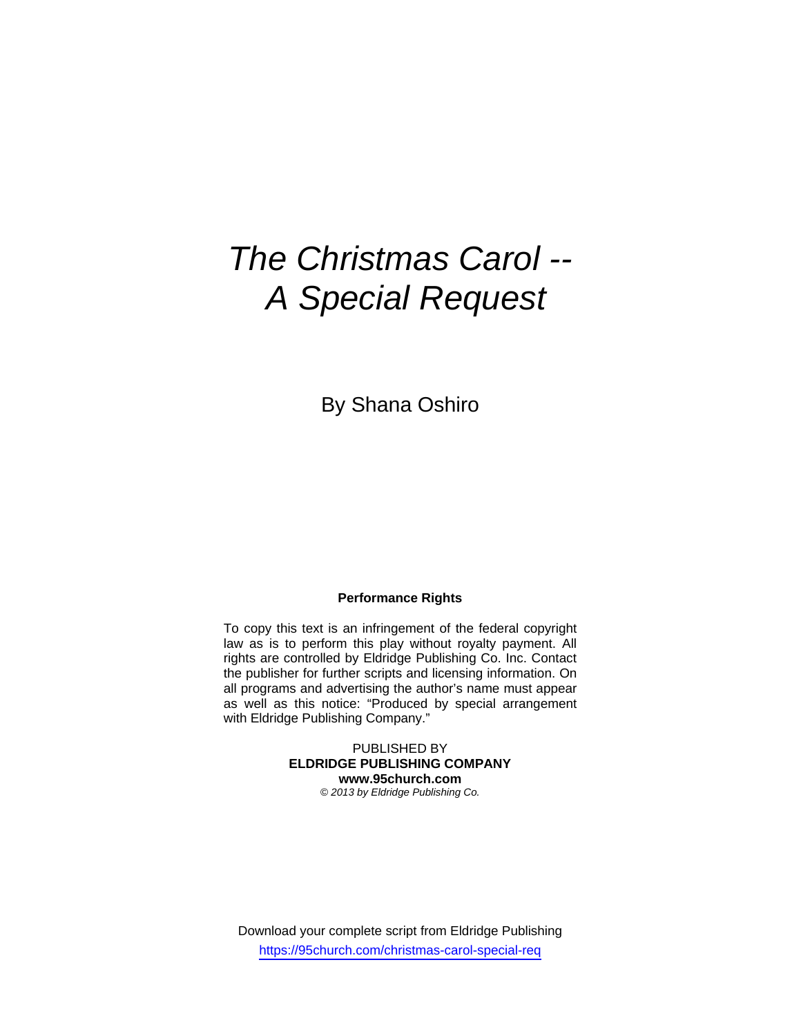# *The Christmas Carol -- A Special Request*

By Shana Oshiro

**Performance Rights**

To copy this text is an infringement of the federal copyright law as is to perform this play without royalty payment. All rights are controlled by Eldridge Publishing Co. Inc. Contact the publisher for further scripts and licensing information. On all programs and advertising the author's name must appear as well as this notice: "Produced by special arrangement with Eldridge Publishing Company."

PUBLISHED BY
**ELDRIDGE PUBLISHING COMPANY**
**www.95church.com**
*© 2013 by Eldridge Publishing Co.*

Download your complete script from Eldridge Publishing
https://95church.com/christmas-carol-special-req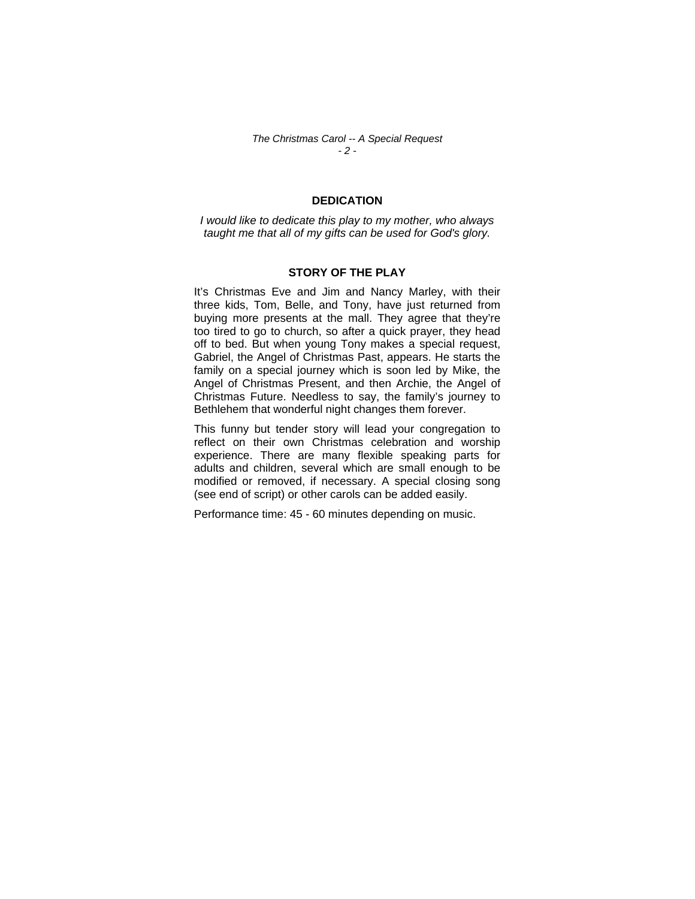## DEDICATION

*I would like to dedicate this play to my mother, who always taught me that all of my gifts can be used for God's glory.*

## STORY OF THE PLAY

It's Christmas Eve and Jim and Nancy Marley, with their three kids, Tom, Belle, and Tony, have just returned from buying more presents at the mall. They agree that they're too tired to go to church, so after a quick prayer, they head off to bed. But when young Tony makes a special request, Gabriel, the Angel of Christmas Past, appears. He starts the family on a special journey which is soon led by Mike, the Angel of Christmas Present, and then Archie, the Angel of Christmas Future. Needless to say, the family's journey to Bethlehem that wonderful night changes them forever.

This funny but tender story will lead your congregation to reflect on their own Christmas celebration and worship experience. There are many flexible speaking parts for adults and children, several which are small enough to be modified or removed, if necessary. A special closing song (see end of script) or other carols can be added easily.

Performance time: 45 - 60 minutes depending on music.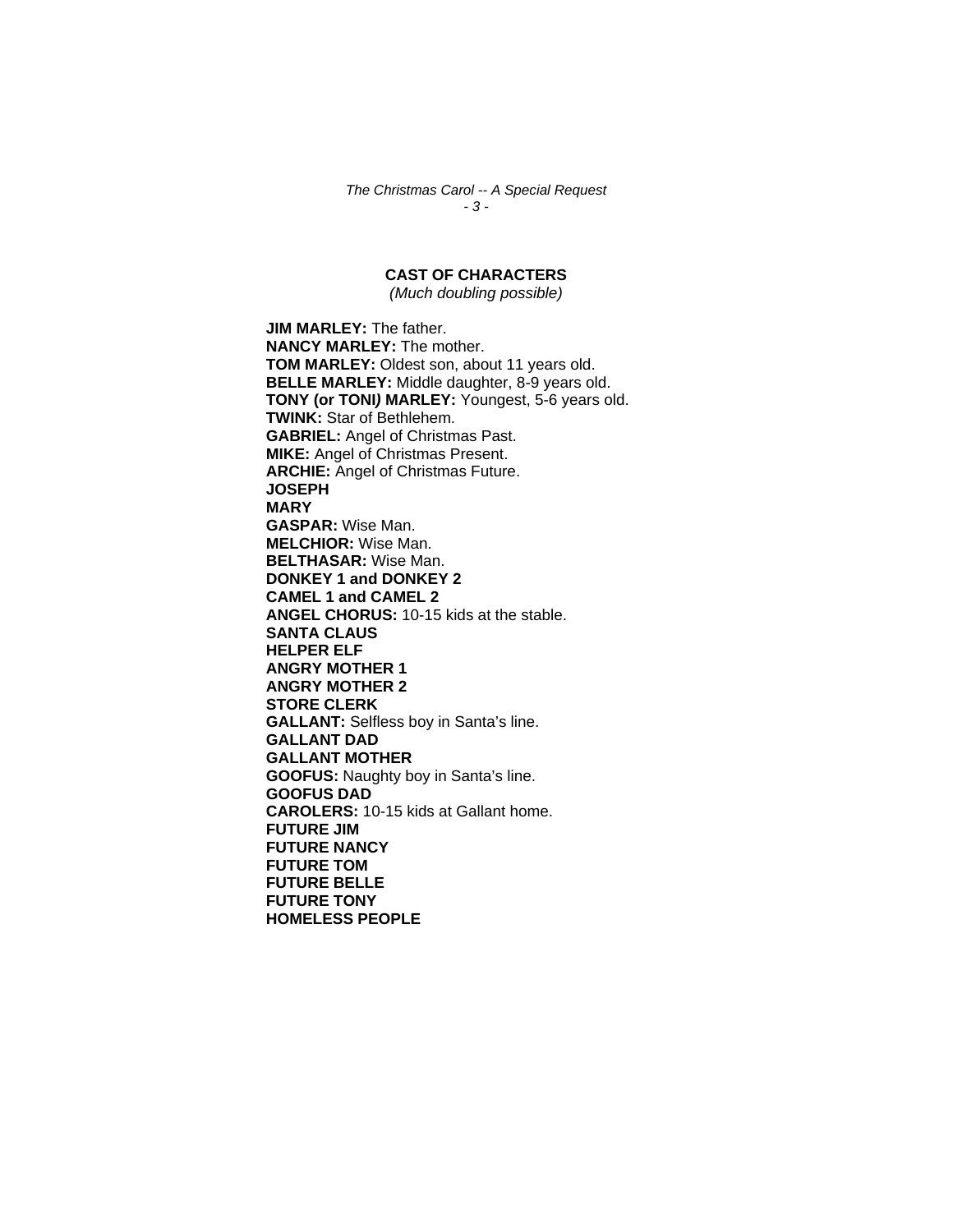## CAST OF CHARACTERS

*(Much doubling possible)*

**JIM MARLEY:** The father.
**NANCY MARLEY:** The mother.
**TOM MARLEY:** Oldest son, about 11 years old.
**BELLE MARLEY:** Middle daughter, 8-9 years old.
**TONY (or TONI) MARLEY:** Youngest, 5-6 years old.
**TWINK:** Star of Bethlehem.
**GABRIEL:** Angel of Christmas Past.
**MIKE:** Angel of Christmas Present.
**ARCHIE:** Angel of Christmas Future.
**JOSEPH**
**MARY**
**GASPAR:** Wise Man.
**MELCHIOR:** Wise Man.
**BELTHASAR:** Wise Man.
**DONKEY 1 and DONKEY 2**
**CAMEL 1 and CAMEL 2**
**ANGEL CHORUS:** 10-15 kids at the stable.
**SANTA CLAUS**
**HELPER ELF**
**ANGRY MOTHER 1**
**ANGRY MOTHER 2**
**STORE CLERK**
**GALLANT:** Selfless boy in Santa's line.
**GALLANT DAD**
**GALLANT MOTHER**
**GOOFUS:** Naughty boy in Santa's line.
**GOOFUS DAD**
**CAROLERS:** 10-15 kids at Gallant home.
**FUTURE JIM**
**FUTURE NANCY**
**FUTURE TOM**
**FUTURE BELLE**
**FUTURE TONY**
**HOMELESS PEOPLE**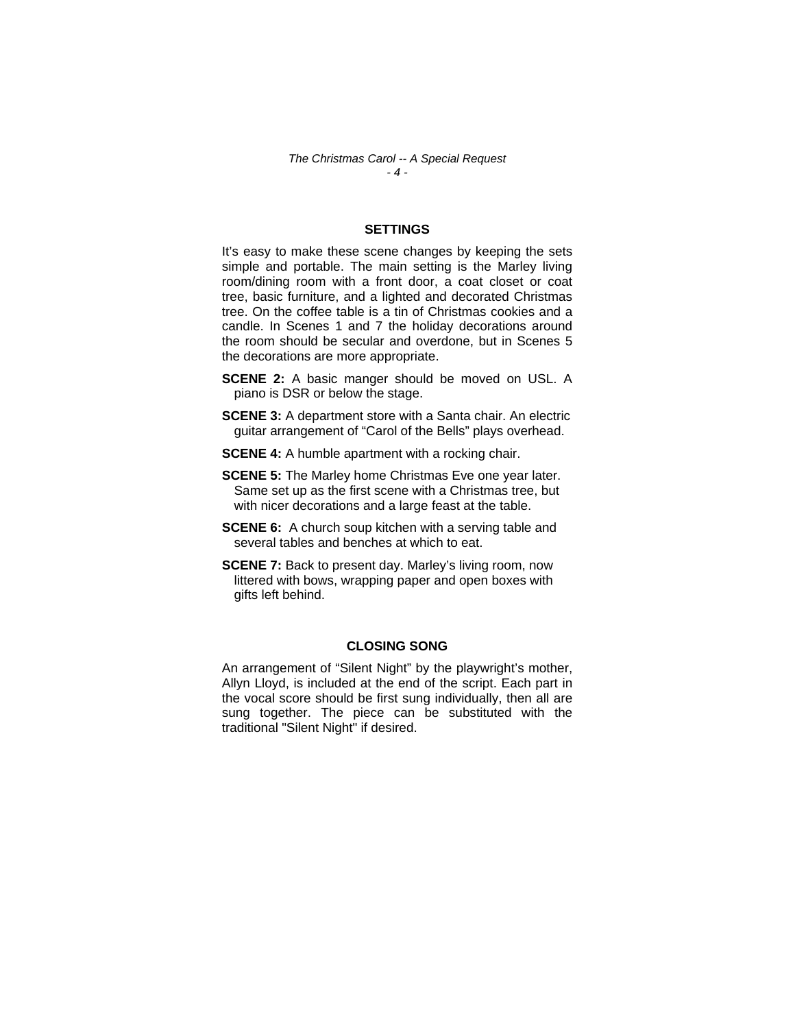## SETTINGS

It's easy to make these scene changes by keeping the sets simple and portable. The main setting is the Marley living room/dining room with a front door, a coat closet or coat tree, basic furniture, and a lighted and decorated Christmas tree. On the coffee table is a tin of Christmas cookies and a candle. In Scenes 1 and 7 the holiday decorations around the room should be secular and overdone, but in Scenes 5 the decorations are more appropriate.

**SCENE 2:** A basic manger should be moved on USL. A piano is DSR or below the stage.

**SCENE 3:** A department store with a Santa chair. An electric guitar arrangement of "Carol of the Bells" plays overhead.

**SCENE 4:** A humble apartment with a rocking chair.

**SCENE 5:** The Marley home Christmas Eve one year later. Same set up as the first scene with a Christmas tree, but with nicer decorations and a large feast at the table.

**SCENE 6:** A church soup kitchen with a serving table and several tables and benches at which to eat.

**SCENE 7:** Back to present day. Marley's living room, now littered with bows, wrapping paper and open boxes with gifts left behind.

## CLOSING SONG

An arrangement of "Silent Night" by the playwright's mother, Allyn Lloyd, is included at the end of the script. Each part in the vocal score should be first sung individually, then all are sung together. The piece can be substituted with the traditional "Silent Night" if desired.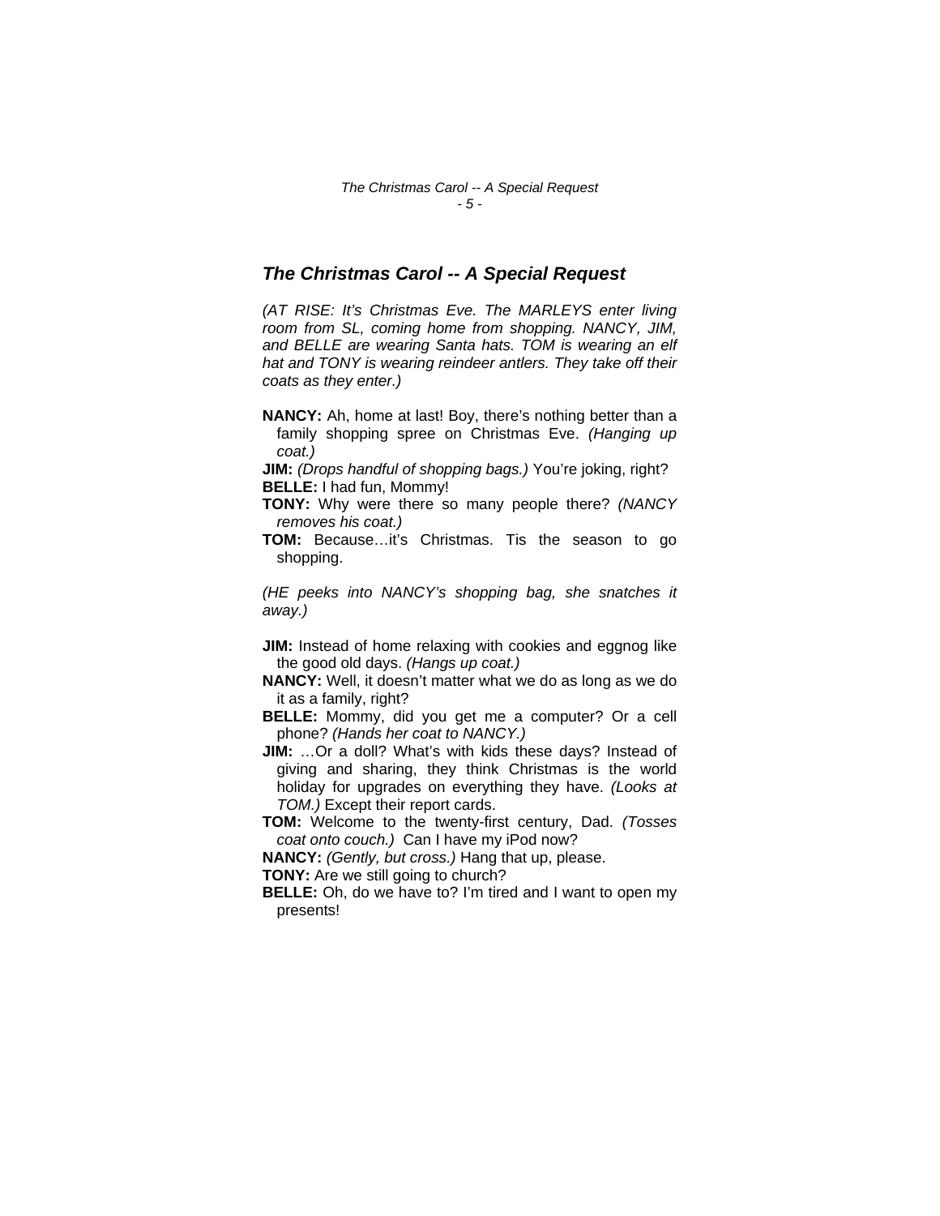## *The Christmas Carol -- A Special Request*

*(AT RISE: It's Christmas Eve. The MARLEYS enter living room from SL, coming home from shopping. NANCY, JIM, and BELLE are wearing Santa hats. TOM is wearing an elf hat and TONY is wearing reindeer antlers. They take off their coats as they enter.)*

**NANCY:** Ah, home at last! Boy, there's nothing better than a family shopping spree on Christmas Eve. *(Hanging up coat.)*

**JIM:** *(Drops handful of shopping bags.)* You're joking, right?

**BELLE:** I had fun, Mommy!

**TONY:** Why were there so many people there? *(NANCY removes his coat.)*

**TOM:** Because…it's Christmas. Tis the season to go shopping.

*(HE peeks into NANCY's shopping bag, she snatches it away.)*

**JIM:** Instead of home relaxing with cookies and eggnog like the good old days. *(Hangs up coat.)*

**NANCY:** Well, it doesn't matter what we do as long as we do it as a family, right?

**BELLE:** Mommy, did you get me a computer? Or a cell phone? *(Hands her coat to NANCY.)*

**JIM:** …Or a doll? What's with kids these days? Instead of giving and sharing, they think Christmas is the world holiday for upgrades on everything they have. *(Looks at TOM.)* Except their report cards.

**TOM:** Welcome to the twenty-first century, Dad. *(Tosses coat onto couch.)* Can I have my iPod now?

**NANCY:** *(Gently, but cross.)* Hang that up, please.

**TONY:** Are we still going to church?

**BELLE:** Oh, do we have to? I'm tired and I want to open my presents!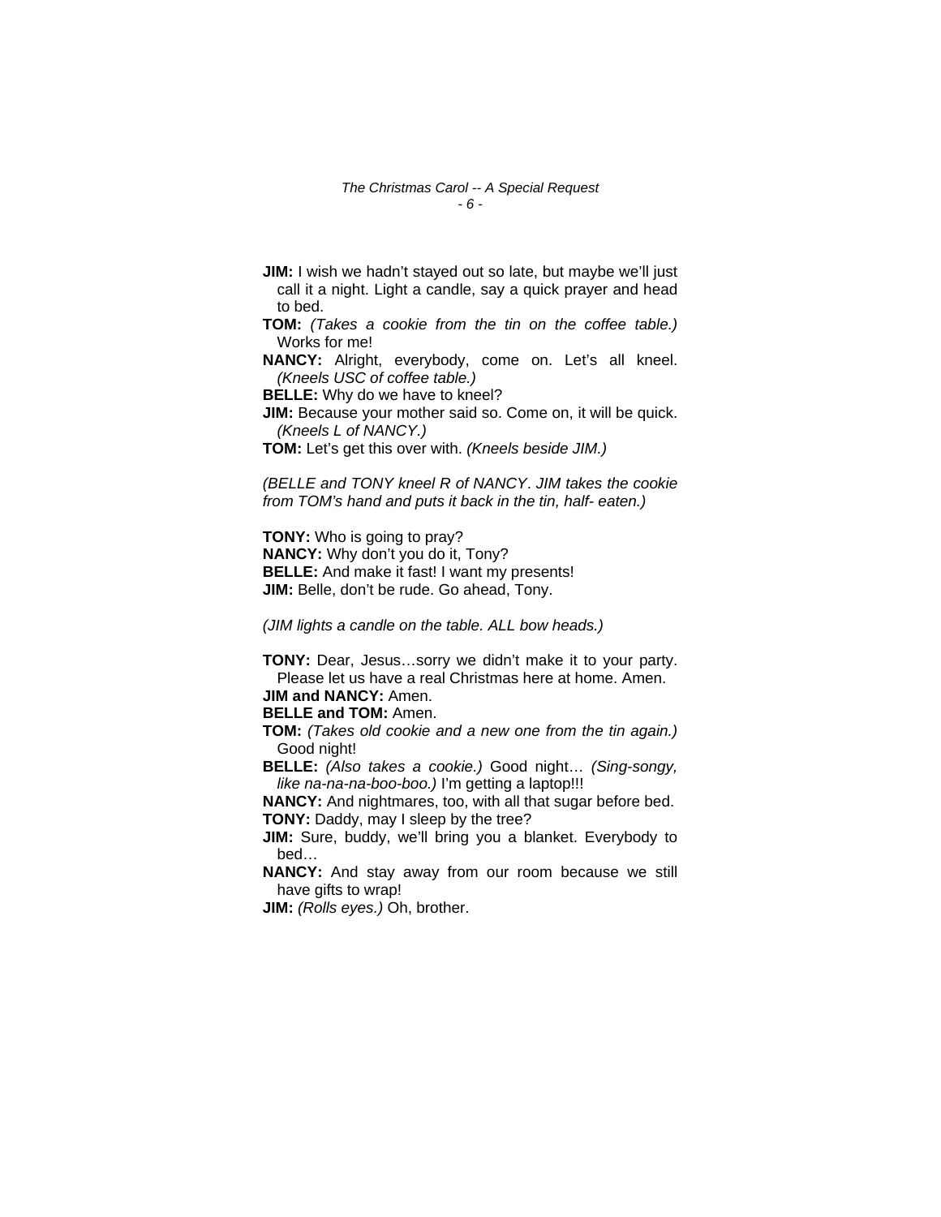**JIM:** I wish we hadn't stayed out so late, but maybe we'll just call it a night. Light a candle, say a quick prayer and head to bed.

**TOM:** *(Takes a cookie from the tin on the coffee table.)* Works for me!

**NANCY:** Alright, everybody, come on. Let's all kneel. *(Kneels USC of coffee table.)*

**BELLE:** Why do we have to kneel?

**JIM:** Because your mother said so. Come on, it will be quick. *(Kneels L of NANCY.)*

**TOM:** Let's get this over with. *(Kneels beside JIM.)*

*(BELLE and TONY kneel R of NANCY. JIM takes the cookie from TOM's hand and puts it back in the tin, half- eaten.)*

**TONY:** Who is going to pray?

**NANCY:** Why don't you do it, Tony?

**BELLE:** And make it fast! I want my presents!

**JIM:** Belle, don't be rude. Go ahead, Tony.

*(JIM lights a candle on the table. ALL bow heads.)*

**TONY:** Dear, Jesus…sorry we didn't make it to your party. Please let us have a real Christmas here at home. Amen.

**JIM and NANCY:** Amen.

**BELLE and TOM:** Amen.

**TOM:** *(Takes old cookie and a new one from the tin again.)* Good night!

**BELLE:** *(Also takes a cookie.)* Good night… *(Sing-songy, like na-na-na-boo-boo.)* I'm getting a laptop!!!

**NANCY:** And nightmares, too, with all that sugar before bed.

**TONY:** Daddy, may I sleep by the tree?

**JIM:** Sure, buddy, we'll bring you a blanket. Everybody to bed…

**NANCY:** And stay away from our room because we still have gifts to wrap!

**JIM:** *(Rolls eyes.)* Oh, brother.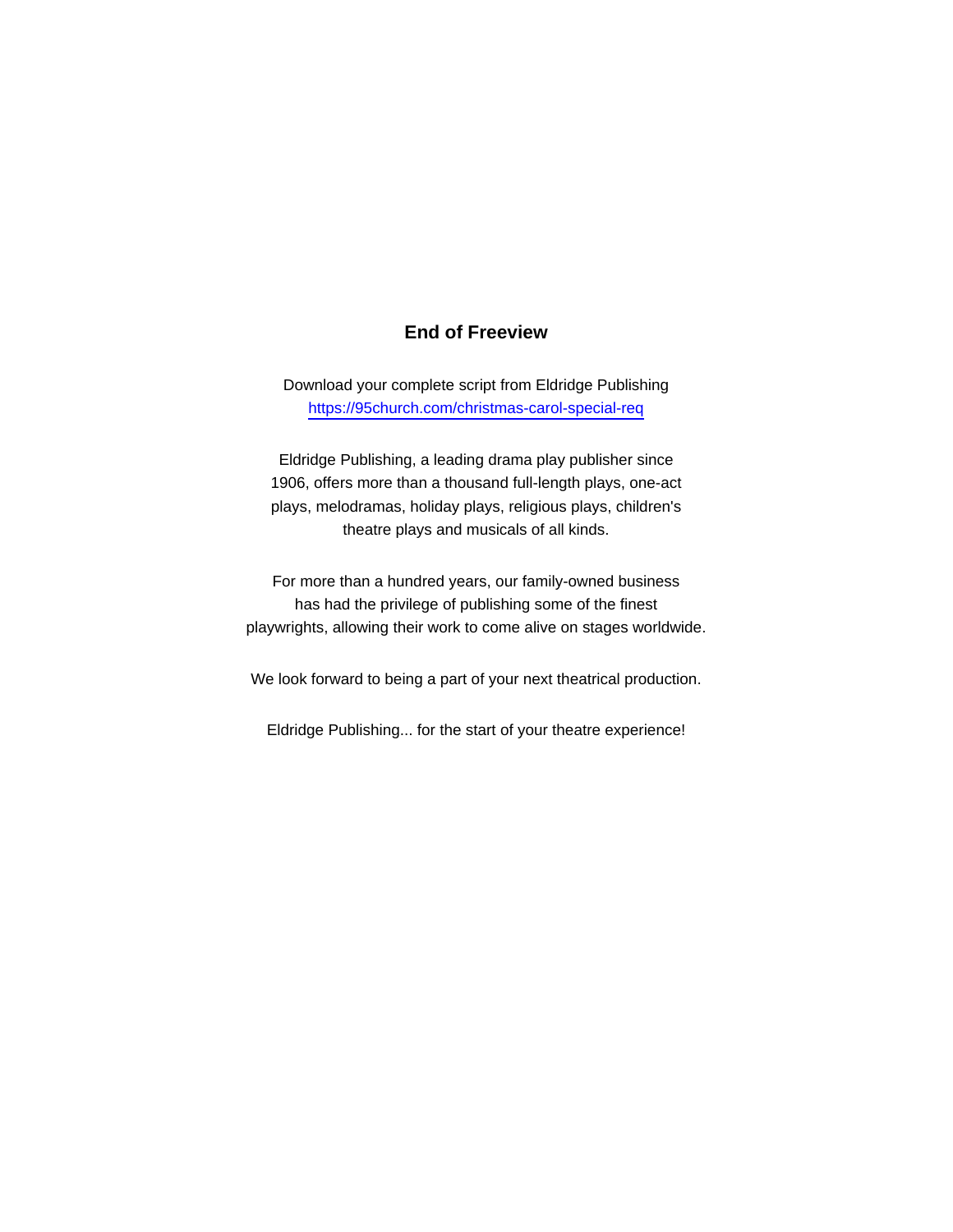## End of Freeview

Download your complete script from Eldridge Publishing
https://95church.com/christmas-carol-special-req

Eldridge Publishing, a leading drama play publisher since 1906, offers more than a thousand full-length plays, one-act plays, melodramas, holiday plays, religious plays, children's theatre plays and musicals of all kinds.

For more than a hundred years, our family-owned business has had the privilege of publishing some of the finest playwrights, allowing their work to come alive on stages worldwide.

We look forward to being a part of your next theatrical production.

Eldridge Publishing... for the start of your theatre experience!